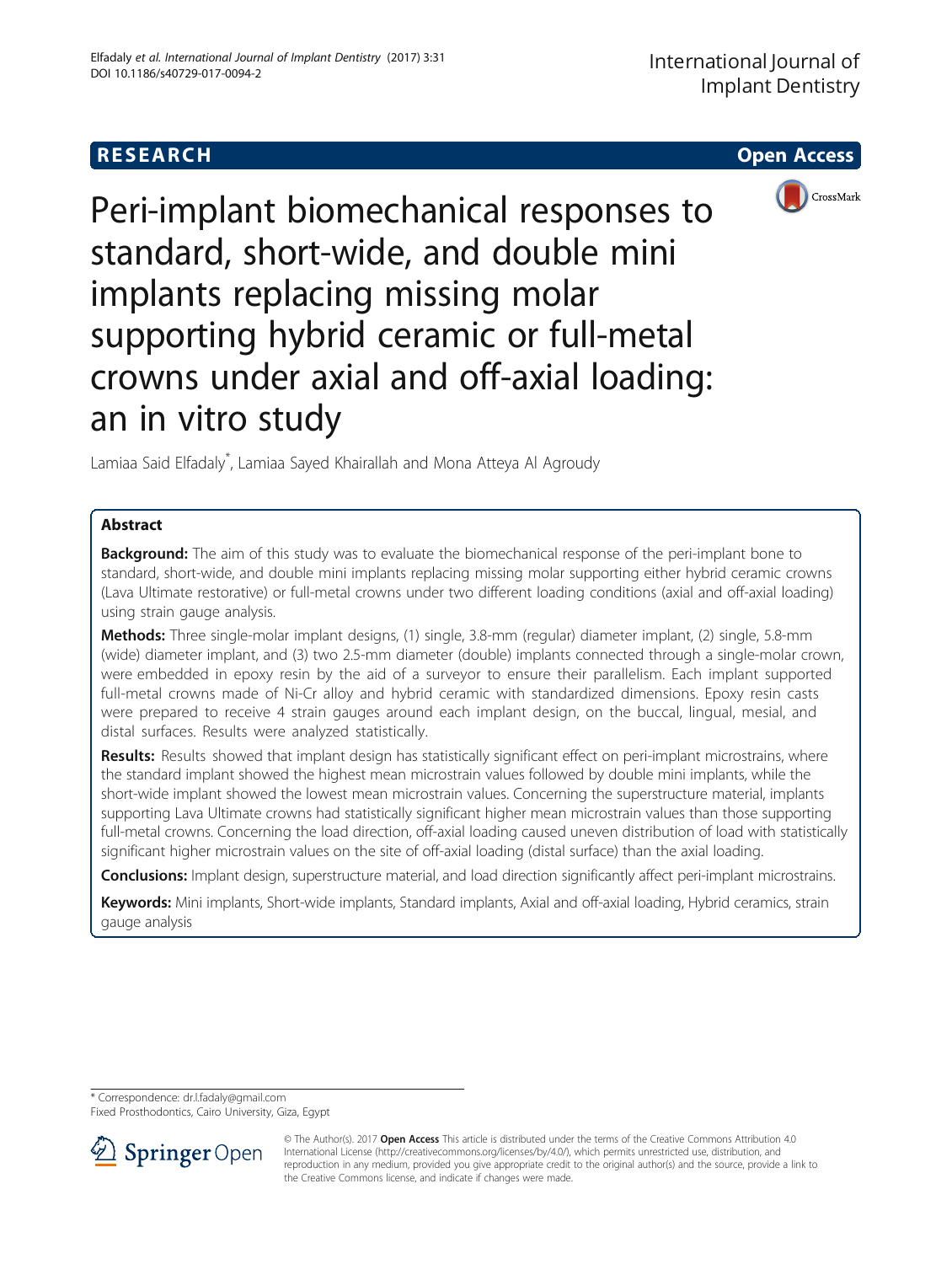RESEARCH Open Access

# Peri-implant biomechanical responses to standard, short-wide, and double mini implants replacing missing molar supporting hybrid ceramic or full-metal crowns under axial and off-axial loading: an in vitro study

Lamiaa Said Elfadaly*, Lamiaa Sayed Khairallah and Mona Atteya Al Agroudy

## Abstract

**Background:** The aim of this study was to evaluate the biomechanical response of the peri-implant bone to standard, short-wide, and double mini implants replacing missing molar supporting either hybrid ceramic crowns (Lava Ultimate restorative) or full-metal crowns under two different loading conditions (axial and off-axial loading) using strain gauge analysis.

**Methods:** Three single-molar implant designs, (1) single, 3.8-mm (regular) diameter implant, (2) single, 5.8-mm (wide) diameter implant, and (3) two 2.5-mm diameter (double) implants connected through a single-molar crown, were embedded in epoxy resin by the aid of a surveyor to ensure their parallelism. Each implant supported full-metal crowns made of Ni-Cr alloy and hybrid ceramic with standardized dimensions. Epoxy resin casts were prepared to receive 4 strain gauges around each implant design, on the buccal, lingual, mesial, and distal surfaces. Results were analyzed statistically.

**Results:** Results showed that implant design has statistically significant effect on peri-implant microstrains, where the standard implant showed the highest mean microstrain values followed by double mini implants, while the short-wide implant showed the lowest mean microstrain values. Concerning the superstructure material, implants supporting Lava Ultimate crowns had statistically significant higher mean microstrain values than those supporting full-metal crowns. Concerning the load direction, off-axial loading caused uneven distribution of load with statistically significant higher microstrain values on the site of off-axial loading (distal surface) than the axial loading.

**Conclusions:** Implant design, superstructure material, and load direction significantly affect peri-implant microstrains.

**Keywords:** Mini implants, Short-wide implants, Standard implants, Axial and off-axial loading, Hybrid ceramics, strain gauge analysis

* Correspondence: dr.l.fadaly@gmail.com
Fixed Prosthodontics, Cairo University, Giza, Egypt

© The Author(s). 2017 **Open Access** This article is distributed under the terms of the Creative Commons Attribution 4.0 International License (http://creativecommons.org/licenses/by/4.0/), which permits unrestricted use, distribution, and reproduction in any medium, provided you give appropriate credit to the original author(s) and the source, provide a link to the Creative Commons license, and indicate if changes were made.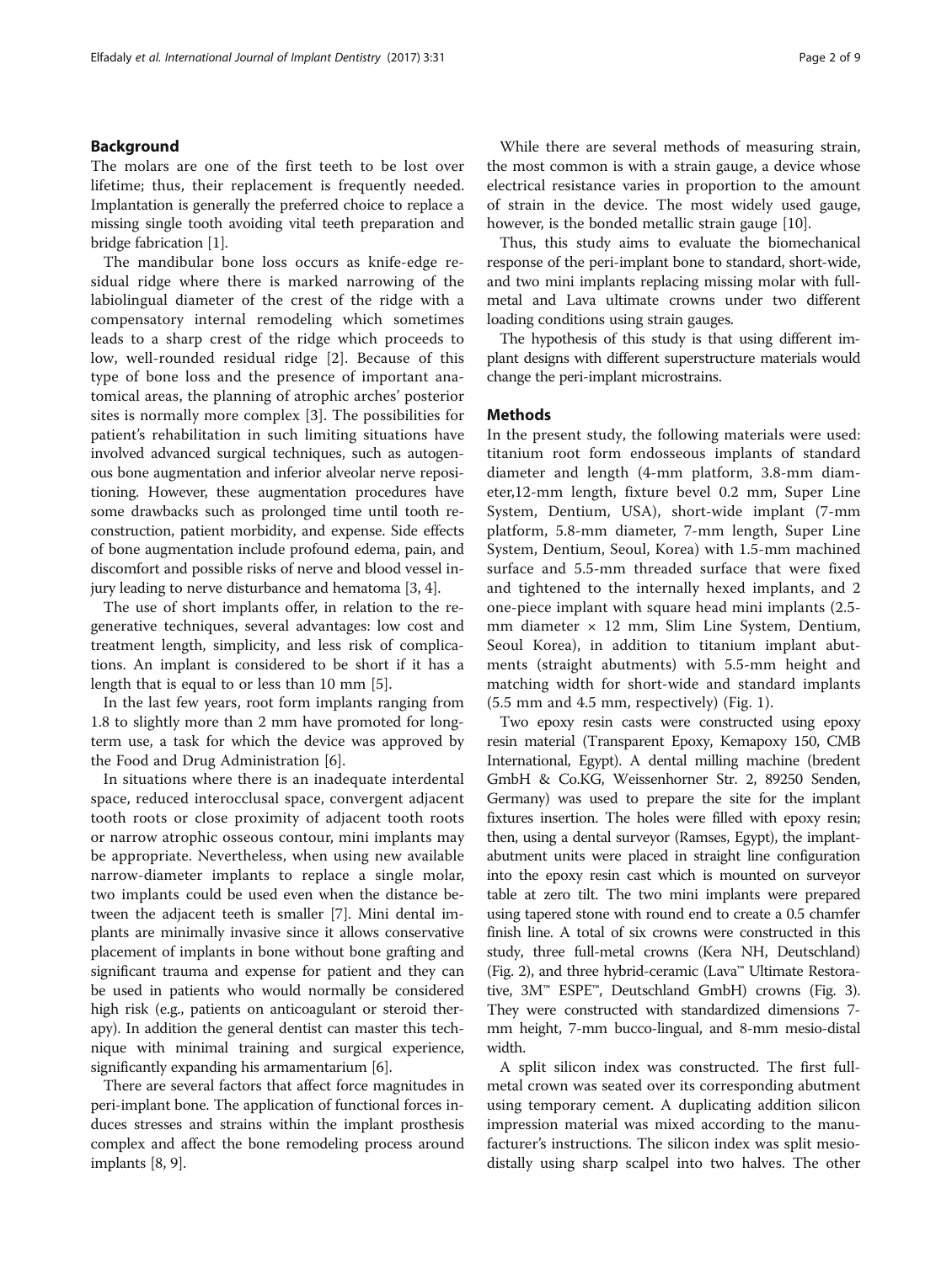## Background

The molars are one of the first teeth to be lost over lifetime; thus, their replacement is frequently needed. Implantation is generally the preferred choice to replace a missing single tooth avoiding vital teeth preparation and bridge fabrication [1].

The mandibular bone loss occurs as knife-edge residual ridge where there is marked narrowing of the labiolingual diameter of the crest of the ridge with a compensatory internal remodeling which sometimes leads to a sharp crest of the ridge which proceeds to low, well-rounded residual ridge [2]. Because of this type of bone loss and the presence of important anatomical areas, the planning of atrophic arches' posterior sites is normally more complex [3]. The possibilities for patient's rehabilitation in such limiting situations have involved advanced surgical techniques, such as autogenous bone augmentation and inferior alveolar nerve repositioning. However, these augmentation procedures have some drawbacks such as prolonged time until tooth reconstruction, patient morbidity, and expense. Side effects of bone augmentation include profound edema, pain, and discomfort and possible risks of nerve and blood vessel injury leading to nerve disturbance and hematoma [3, 4].

The use of short implants offer, in relation to the regenerative techniques, several advantages: low cost and treatment length, simplicity, and less risk of complications. An implant is considered to be short if it has a length that is equal to or less than 10 mm [5].

In the last few years, root form implants ranging from 1.8 to slightly more than 2 mm have promoted for long-term use, a task for which the device was approved by the Food and Drug Administration [6].

In situations where there is an inadequate interdental space, reduced interocclusal space, convergent adjacent tooth roots or close proximity of adjacent tooth roots or narrow atrophic osseous contour, mini implants may be appropriate. Nevertheless, when using new available narrow-diameter implants to replace a single molar, two implants could be used even when the distance between the adjacent teeth is smaller [7]. Mini dental implants are minimally invasive since it allows conservative placement of implants in bone without bone grafting and significant trauma and expense for patient and they can be used in patients who would normally be considered high risk (e.g., patients on anticoagulant or steroid therapy). In addition the general dentist can master this technique with minimal training and surgical experience, significantly expanding his armamentarium [6].

There are several factors that affect force magnitudes in peri-implant bone. The application of functional forces induces stresses and strains within the implant prosthesis complex and affect the bone remodeling process around implants [8, 9].

While there are several methods of measuring strain, the most common is with a strain gauge, a device whose electrical resistance varies in proportion to the amount of strain in the device. The most widely used gauge, however, is the bonded metallic strain gauge [10].

Thus, this study aims to evaluate the biomechanical response of the peri-implant bone to standard, short-wide, and two mini implants replacing missing molar with full-metal and Lava ultimate crowns under two different loading conditions using strain gauges.

The hypothesis of this study is that using different implant designs with different superstructure materials would change the peri-implant microstrains.

## Methods

In the present study, the following materials were used: titanium root form endosseous implants of standard diameter and length (4-mm platform, 3.8-mm diameter,12-mm length, fixture bevel 0.2 mm, Super Line System, Dentium, USA), short-wide implant (7-mm platform, 5.8-mm diameter, 7-mm length, Super Line System, Dentium, Seoul, Korea) with 1.5-mm machined surface and 5.5-mm threaded surface that were fixed and tightened to the internally hexed implants, and 2 one-piece implant with square head mini implants (2.5-mm diameter × 12 mm, Slim Line System, Dentium, Seoul Korea), in addition to titanium implant abutments (straight abutments) with 5.5-mm height and matching width for short-wide and standard implants (5.5 mm and 4.5 mm, respectively) (Fig. 1).

Two epoxy resin casts were constructed using epoxy resin material (Transparent Epoxy, Kemapoxy 150, CMB International, Egypt). A dental milling machine (bredent GmbH & Co.KG, Weissenhorner Str. 2, 89250 Senden, Germany) was used to prepare the site for the implant fixtures insertion. The holes were filled with epoxy resin; then, using a dental surveyor (Ramses, Egypt), the implant-abutment units were placed in straight line configuration into the epoxy resin cast which is mounted on surveyor table at zero tilt. The two mini implants were prepared using tapered stone with round end to create a 0.5 chamfer finish line. A total of six crowns were constructed in this study, three full-metal crowns (Kera NH, Deutschland) (Fig. 2), and three hybrid-ceramic (Lava™ Ultimate Restorative, 3M™ ESPE™, Deutschland GmbH) crowns (Fig. 3). They were constructed with standardized dimensions 7-mm height, 7-mm bucco-lingual, and 8-mm mesio-distal width.

A split silicon index was constructed. The first full-metal crown was seated over its corresponding abutment using temporary cement. A duplicating addition silicon impression material was mixed according to the manufacturer's instructions. The silicon index was split mesio-distally using sharp scalpel into two halves. The other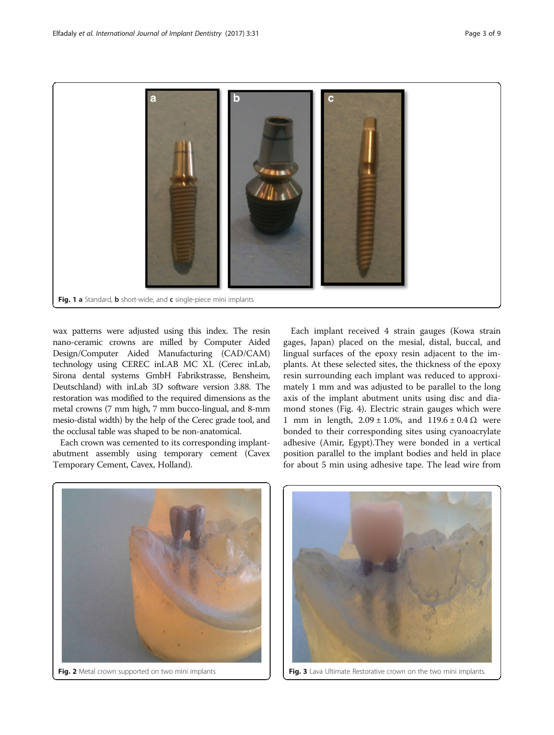Fig. 1 a Standard, b short-wide, and c single-piece mini implants

wax patterns were adjusted using this index. The resin nano-ceramic crowns are milled by Computer Aided Design/Computer Aided Manufacturing (CAD/CAM) technology using CEREC inLAB MC XL (Cerec inLab, Sirona dental systems GmbH Fabrikstrasse, Bensheim, Deutschland) with inLab 3D software version 3.88. The restoration was modified to the required dimensions as the metal crowns (7 mm high, 7 mm bucco-lingual, and 8-mm mesio-distal width) by the help of the Cerec grade tool, and the occlusal table was shaped to be non-anatomical.

Each crown was cemented to its corresponding implant-abutment assembly using temporary cement (Cavex Temporary Cement, Cavex, Holland).

Each implant received 4 strain gauges (Kowa strain gages, Japan) placed on the mesial, distal, buccal, and lingual surfaces of the epoxy resin adjacent to the implants. At these selected sites, the thickness of the epoxy resin surrounding each implant was reduced to approximately 1 mm and was adjusted to be parallel to the long axis of the implant abutment units using disc and diamond stones (Fig. 4). Electric strain gauges which were 1 mm in length, $2.09 \pm 1.0\%$, and $119.6 \pm 0.4\ \Omega$ were bonded to their corresponding sites using cyanoacrylate adhesive (Amir, Egypt).They were bonded in a vertical position parallel to the implant bodies and held in place for about 5 min using adhesive tape. The lead wire from

Fig. 2 Metal crown supported on two mini implants

Fig. 3 Lava Ultimate Restorative crown on the two mini implants.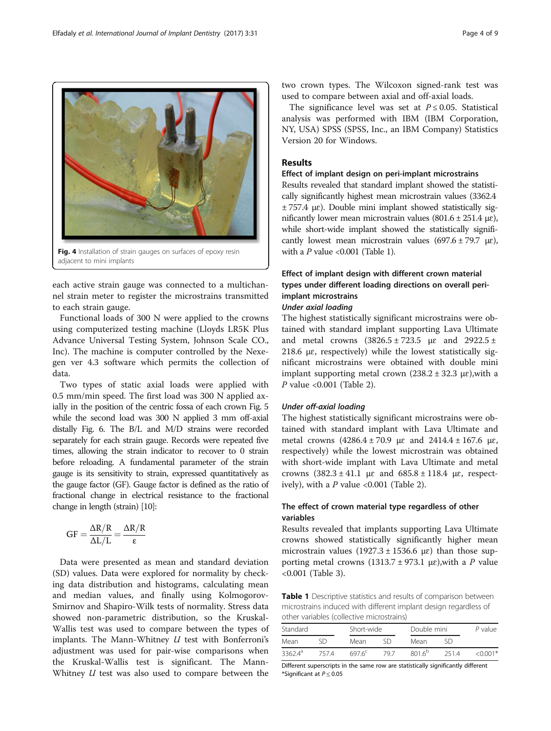Fig. 4 Installation of strain gauges on surfaces of epoxy resin adjacent to mini implants

each active strain gauge was connected to a multichannel strain meter to register the microstrains transmitted to each strain gauge.

Functional loads of 300 N were applied to the crowns using computerized testing machine (Lloyds LR5K Plus Advance Universal Testing System, Johnson Scale CO., Inc). The machine is computer controlled by the Nexegen ver 4.3 software which permits the collection of data.

Two types of static axial loads were applied with 0.5 mm/min speed. The first load was 300 N applied axially in the position of the centric fossa of each crown Fig. 5 while the second load was 300 N applied 3 mm off-axial distally Fig. 6. The B/L and M/D strains were recorded separately for each strain gauge. Records were repeated five times, allowing the strain indicator to recover to 0 strain before reloading. A fundamental parameter of the strain gauge is its sensitivity to strain, expressed quantitatively as the gauge factor (GF). Gauge factor is defined as the ratio of fractional change in electrical resistance to the fractional change in length (strain) [10]:

$$\mathrm{GF} = \frac{\Delta R/R}{\Delta L/L} = \frac{\Delta R/R}{\varepsilon}$$

Data were presented as mean and standard deviation (SD) values. Data were explored for normality by checking data distribution and histograms, calculating mean and median values, and finally using Kolmogorov-Smirnov and Shapiro-Wilk tests of normality. Stress data showed non-parametric distribution, so the Kruskal-Wallis test was used to compare between the types of implants. The Mann-Whitney *U* test with Bonferroni's adjustment was used for pair-wise comparisons when the Kruskal-Wallis test is significant. The Mann-Whitney *U* test was also used to compare between the two crown types. The Wilcoxon signed-rank test was used to compare between axial and off-axial loads.

The significance level was set at $P \leq 0.05$. Statistical analysis was performed with IBM (IBM Corporation, NY, USA) SPSS (SPSS, Inc., an IBM Company) Statistics Version 20 for Windows.

## Results

### Effect of implant design on peri-implant microstrains

Results revealed that standard implant showed the statistically significantly highest mean microstrain values (3362.4 ± 757.4 με). Double mini implant showed statistically significantly lower mean microstrain values (801.6 ± 251.4 με), while short-wide implant showed the statistically significantly lowest mean microstrain values (697.6 ± 79.7 με), with a *P* value <0.001 (Table 1).

### Effect of implant design with different crown material types under different loading directions on overall peri-implant microstrains

#### *Under axial loading*

The highest statistically significant microstrains were obtained with standard implant supporting Lava Ultimate and metal crowns (3826.5 ± 723.5 με and 2922.5 ± 218.6 με, respectively) while the lowest statistically significant microstrains were obtained with double mini implant supporting metal crown (238.2 ± 32.3 με),with a *P* value <0.001 (Table 2).

#### *Under off-axial loading*

The highest statistically significant microstrains were obtained with standard implant with Lava Ultimate and metal crowns (4286.4 ± 70.9 με and 2414.4 ± 167.6 με, respectively) while the lowest microstrain was obtained with short-wide implant with Lava Ultimate and metal crowns (382.3 ± 41.1 με and 685.8 ± 118.4 με, respectively), with a *P* value <0.001 (Table 2).

### The effect of crown material type regardless of other variables

Results revealed that implants supporting Lava Ultimate crowns showed statistically significantly higher mean microstrain values (1927.3 ± 1536.6 με) than those supporting metal crowns (1313.7 ± 973.1 με),with a *P* value <0.001 (Table 3).

**Table 1** Descriptive statistics and results of comparison between microstrains induced with different implant design regardless of other variables (collective microstrains)

| Standard | | Short-wide | | Double mini | | *P* value |
|---|---|---|---|---|---|---|
| Mean | SD | Mean | SD | Mean | SD | |
| 3362.4[a] | 757.4 | 697.6[c] | 79.7 | 801.6[b] | 251.4 | <0.001* |

Different superscripts in the same row are statistically significantly different
*Significant at $P \leq 0.05$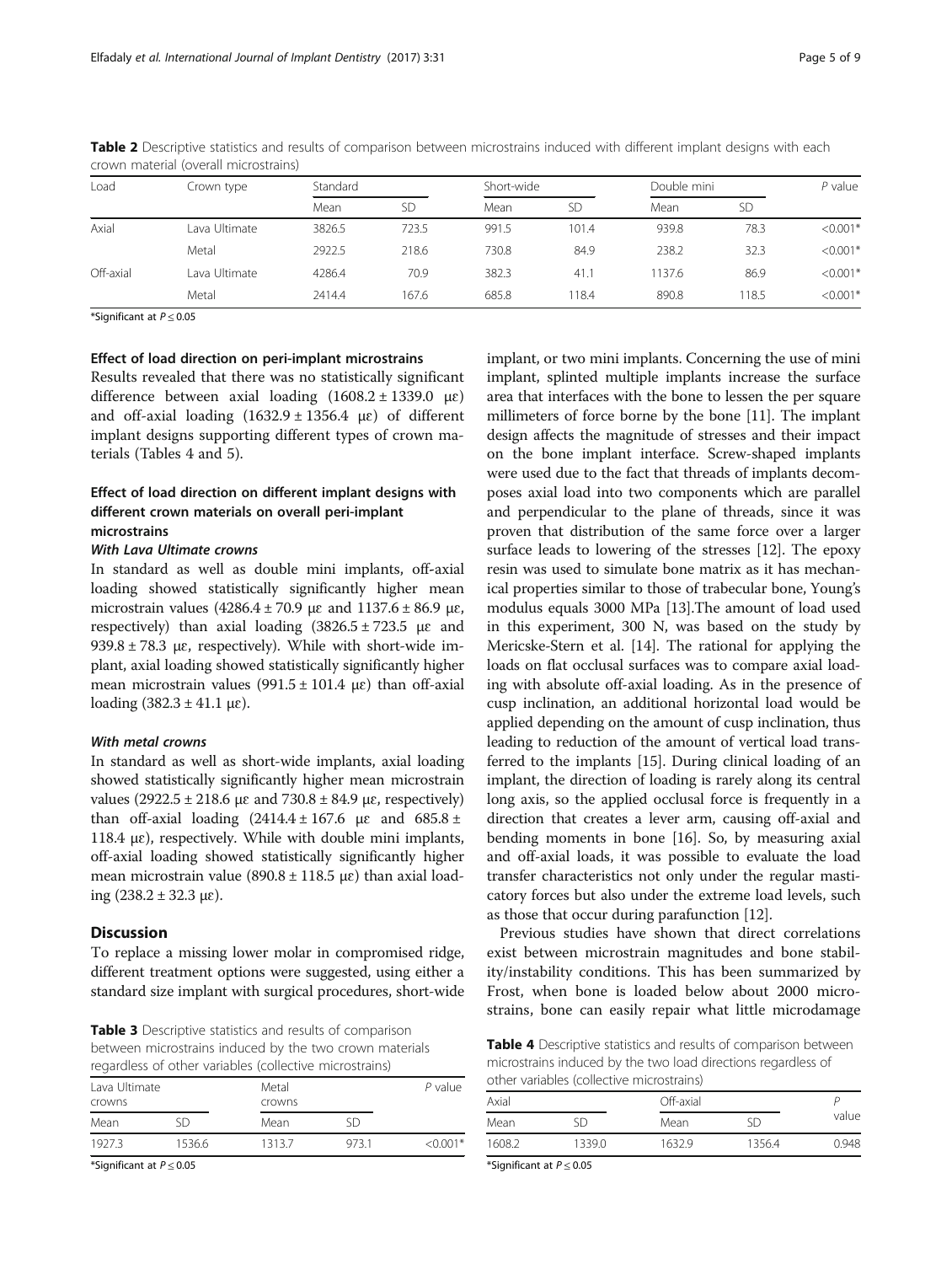**Table 2** Descriptive statistics and results of comparison between microstrains induced with different implant designs with each crown material (overall microstrains)

| Load | Crown type | Standard | | Short-wide | | Double mini | | P value |
|---|---|---|---|---|---|---|---|---|
| | | Mean | SD | Mean | SD | Mean | SD | |
| Axial | Lava Ultimate | 3826.5 | 723.5 | 991.5 | 101.4 | 939.8 | 78.3 | <0.001* |
| | Metal | 2922.5 | 218.6 | 730.8 | 84.9 | 238.2 | 32.3 | <0.001* |
| Off-axial | Lava Ultimate | 4286.4 | 70.9 | 382.3 | 41.1 | 1137.6 | 86.9 | <0.001* |
| | Metal | 2414.4 | 167.6 | 685.8 | 118.4 | 890.8 | 118.5 | <0.001* |

*Significant at $P \leq 0.05$

### Effect of load direction on peri-implant microstrains

Results revealed that there was no statistically significant difference between axial loading (1608.2 ± 1339.0 με) and off-axial loading (1632.9 ± 1356.4 με) of different implant designs supporting different types of crown materials (Tables 4 and 5).

### Effect of load direction on different implant designs with different crown materials on overall peri-implant microstrains

#### *With Lava Ultimate crowns*

In standard as well as double mini implants, off-axial loading showed statistically significantly higher mean microstrain values (4286.4 ± 70.9 με and 1137.6 ± 86.9 με, respectively) than axial loading (3826.5 ± 723.5 με and 939.8 ± 78.3 με, respectively). While with short-wide implant, axial loading showed statistically significantly higher mean microstrain values (991.5 ± 101.4 με) than off-axial loading (382.3 ± 41.1 με).

#### *With metal crowns*

In standard as well as short-wide implants, axial loading showed statistically significantly higher mean microstrain values (2922.5 ± 218.6 με and 730.8 ± 84.9 με, respectively) than off-axial loading (2414.4 ± 167.6 με and 685.8 ± 118.4 με), respectively. While with double mini implants, off-axial loading showed statistically significantly higher mean microstrain value (890.8 ± 118.5 με) than axial loading (238.2 ± 32.3 με).

## Discussion

To replace a missing lower molar in compromised ridge, different treatment options were suggested, using either a standard size implant with surgical procedures, short-wide implant, or two mini implants. Concerning the use of mini implant, splinted multiple implants increase the surface area that interfaces with the bone to lessen the per square millimeters of force borne by the bone [11]. The implant design affects the magnitude of stresses and their impact on the bone implant interface. Screw-shaped implants were used due to the fact that threads of implants decomposes axial load into two components which are parallel and perpendicular to the plane of threads, since it was proven that distribution of the same force over a larger surface leads to lowering of the stresses [12]. The epoxy resin was used to simulate bone matrix as it has mechanical properties similar to those of trabecular bone, Young's modulus equals 3000 MPa [13].The amount of load used in this experiment, 300 N, was based on the study by Mericske-Stern et al. [14]. The rational for applying the loads on flat occlusal surfaces was to compare axial loading with absolute off-axial loading. As in the presence of cusp inclination, an additional horizontal load would be applied depending on the amount of cusp inclination, thus leading to reduction of the amount of vertical load transferred to the implants [15]. During clinical loading of an implant, the direction of loading is rarely along its central long axis, so the applied occlusal force is frequently in a direction that creates a lever arm, causing off-axial and bending moments in bone [16]. So, by measuring axial and off-axial loads, it was possible to evaluate the load transfer characteristics not only under the regular masticatory forces but also under the extreme load levels, such as those that occur during parafunction [12].

Previous studies have shown that direct correlations exist between microstrain magnitudes and bone stability/instability conditions. This has been summarized by Frost, when bone is loaded below about 2000 microstrains, bone can easily repair what little microdamage

**Table 3** Descriptive statistics and results of comparison between microstrains induced by the two crown materials regardless of other variables (collective microstrains)

| Lava Ultimate crowns | | Metal crowns | | P value |
|---|---|---|---|---|
| Mean | SD | Mean | SD | |
| 1927.3 | 1536.6 | 1313.7 | 973.1 | <0.001* |

*Significant at $P \leq 0.05$

**Table 4** Descriptive statistics and results of comparison between microstrains induced by the two load directions regardless of other variables (collective microstrains)

| Axial | | Off-axial | | P value |
|---|---|---|---|---|
| Mean | SD | Mean | SD | |
| 1608.2 | 1339.0 | 1632.9 | 1356.4 | 0.948 |

*Significant at $P \leq 0.05$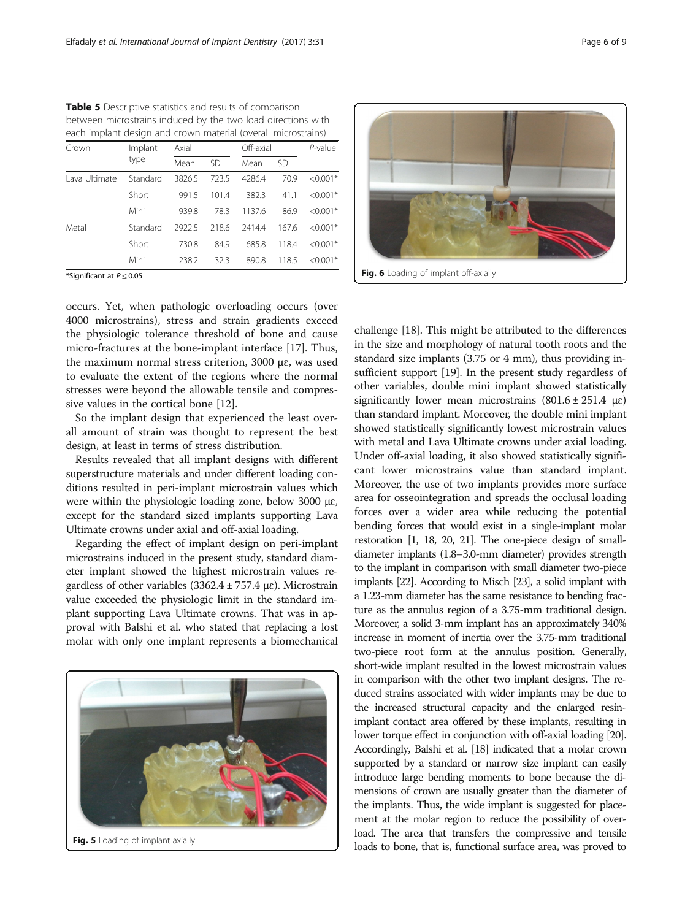**Table 5** Descriptive statistics and results of comparison between microstrains induced by the two load directions with each implant design and crown material (overall microstrains)

| Crown | Implant type | Axial | | Off-axial | | *P*-value |
|---|---|---|---|---|---|---|
| | | Mean | SD | Mean | SD | |
| Lava Ultimate | Standard | 3826.5 | 723.5 | 4286.4 | 70.9 | <0.001* |
| | Short | 991.5 | 101.4 | 382.3 | 41.1 | <0.001* |
| | Mini | 939.8 | 78.3 | 1137.6 | 86.9 | <0.001* |
| Metal | Standard | 2922.5 | 218.6 | 2414.4 | 167.6 | <0.001* |
| | Short | 730.8 | 84.9 | 685.8 | 118.4 | <0.001* |
| | Mini | 238.2 | 32.3 | 890.8 | 118.5 | <0.001* |

*Significant at $P \leq 0.05$

occurs. Yet, when pathologic overloading occurs (over 4000 microstrains), stress and strain gradients exceed the physiologic tolerance threshold of bone and cause micro-fractures at the bone-implant interface [17]. Thus, the maximum normal stress criterion, 3000 με, was used to evaluate the extent of the regions where the normal stresses were beyond the allowable tensile and compressive values in the cortical bone [12].

So the implant design that experienced the least overall amount of strain was thought to represent the best design, at least in terms of stress distribution.

Results revealed that all implant designs with different superstructure materials and under different loading conditions resulted in peri-implant microstrain values which were within the physiologic loading zone, below 3000 με, except for the standard sized implants supporting Lava Ultimate crowns under axial and off-axial loading.

Regarding the effect of implant design on peri-implant microstrains induced in the present study, standard diameter implant showed the highest microstrain values regardless of other variables (3362.4 ± 757.4 με). Microstrain value exceeded the physiologic limit in the standard implant supporting Lava Ultimate crowns. That was in approval with Balshi et al. who stated that replacing a lost molar with only one implant represents a biomechanical challenge [18]. This might be attributed to the differences in the size and morphology of natural tooth roots and the standard size implants (3.75 or 4 mm), thus providing insufficient support [19]. In the present study regardless of other variables, double mini implant showed statistically significantly lower mean microstrains (801.6 ± 251.4 με) than standard implant. Moreover, the double mini implant showed statistically significantly lowest microstrain values with metal and Lava Ultimate crowns under axial loading. Under off-axial loading, it also showed statistically significant lower microstrains value than standard implant. Moreover, the use of two implants provides more surface area for osseointegration and spreads the occlusal loading forces over a wider area while reducing the potential bending forces that would exist in a single-implant molar restoration [1, 18, 20, 21]. The one-piece design of small-diameter implants (1.8–3.0-mm diameter) provides strength to the implant in comparison with small diameter two-piece implants [22]. According to Misch [23], a solid implant with a 1.23-mm diameter has the same resistance to bending fracture as the annulus region of a 3.75-mm traditional design. Moreover, a solid 3-mm implant has an approximately 340% increase in moment of inertia over the 3.75-mm traditional two-piece root form at the annulus position. Generally, short-wide implant resulted in the lowest microstrain values in comparison with the other two implant designs. The reduced strains associated with wider implants may be due to the increased structural capacity and the enlarged resin-implant contact area offered by these implants, resulting in lower torque effect in conjunction with off-axial loading [20]. Accordingly, Balshi et al. [18] indicated that a molar crown supported by a standard or narrow size implant can easily introduce large bending moments to bone because the dimensions of crown are usually greater than the diameter of the implants. Thus, the wide implant is suggested for placement at the molar region to reduce the possibility of overload. The area that transfers the compressive and tensile loads to bone, that is, functional surface area, was proved to

**Fig. 5** Loading of implant axially

**Fig. 6** Loading of implant off-axially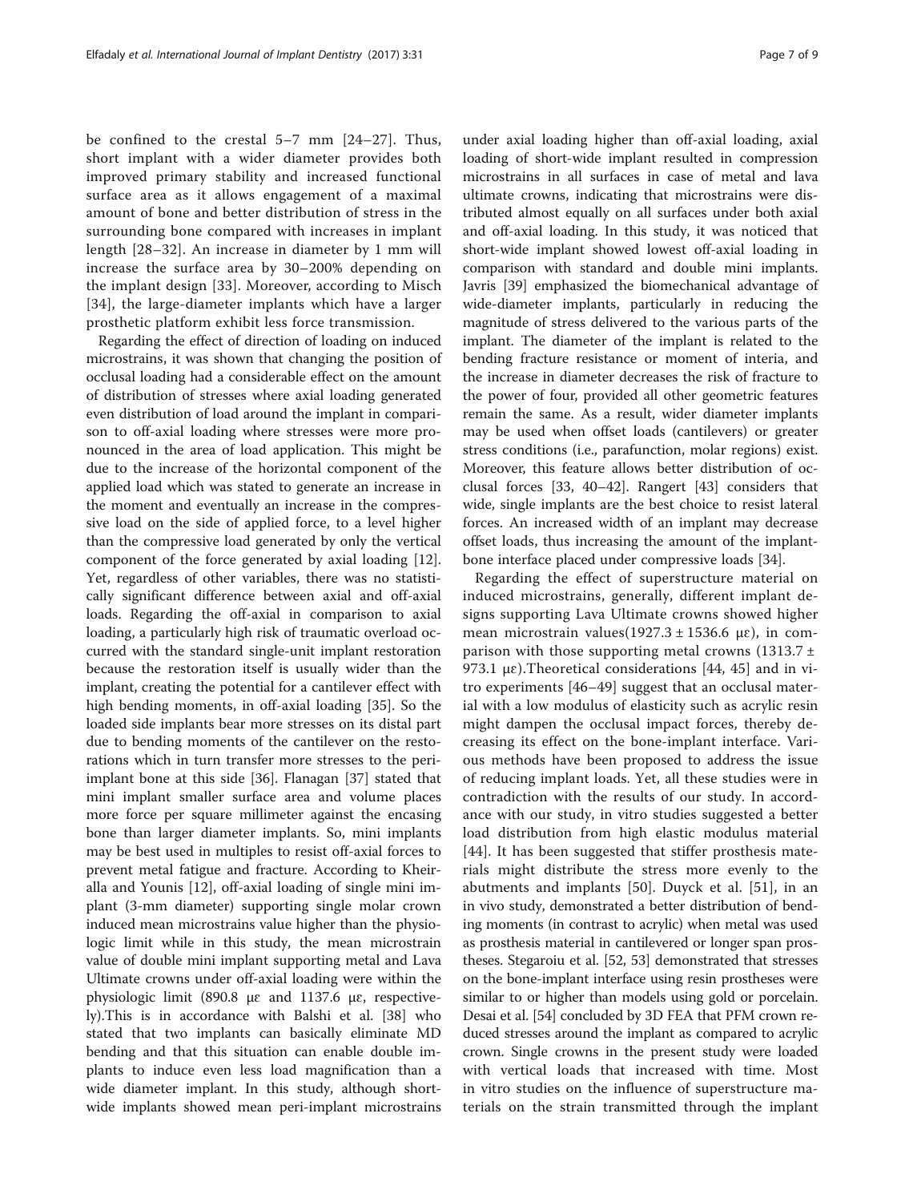be confined to the crestal 5–7 mm [24–27]. Thus, short implant with a wider diameter provides both improved primary stability and increased functional surface area as it allows engagement of a maximal amount of bone and better distribution of stress in the surrounding bone compared with increases in implant length [28–32]. An increase in diameter by 1 mm will increase the surface area by 30–200% depending on the implant design [33]. Moreover, according to Misch [34], the large-diameter implants which have a larger prosthetic platform exhibit less force transmission.

Regarding the effect of direction of loading on induced microstrains, it was shown that changing the position of occlusal loading had a considerable effect on the amount of distribution of stresses where axial loading generated even distribution of load around the implant in comparison to off-axial loading where stresses were more pronounced in the area of load application. This might be due to the increase of the horizontal component of the applied load which was stated to generate an increase in the moment and eventually an increase in the compressive load on the side of applied force, to a level higher than the compressive load generated by only the vertical component of the force generated by axial loading [12]. Yet, regardless of other variables, there was no statistically significant difference between axial and off-axial loads. Regarding the off-axial in comparison to axial loading, a particularly high risk of traumatic overload occurred with the standard single-unit implant restoration because the restoration itself is usually wider than the implant, creating the potential for a cantilever effect with high bending moments, in off-axial loading [35]. So the loaded side implants bear more stresses on its distal part due to bending moments of the cantilever on the restorations which in turn transfer more stresses to the peri-implant bone at this side [36]. Flanagan [37] stated that mini implant smaller surface area and volume places more force per square millimeter against the encasing bone than larger diameter implants. So, mini implants may be best used in multiples to resist off-axial forces to prevent metal fatigue and fracture. According to Kheiralla and Younis [12], off-axial loading of single mini implant (3-mm diameter) supporting single molar crown induced mean microstrains value higher than the physiologic limit while in this study, the mean microstrain value of double mini implant supporting metal and Lava Ultimate crowns under off-axial loading were within the physiologic limit (890.8 με and 1137.6 με, respectively).This is in accordance with Balshi et al. [38] who stated that two implants can basically eliminate MD bending and that this situation can enable double implants to induce even less load magnification than a wide diameter implant. In this study, although short-wide implants showed mean peri-implant microstrains under axial loading higher than off-axial loading, axial loading of short-wide implant resulted in compression microstrains in all surfaces in case of metal and lava ultimate crowns, indicating that microstrains were distributed almost equally on all surfaces under both axial and off-axial loading. In this study, it was noticed that short-wide implant showed lowest off-axial loading in comparison with standard and double mini implants. Javris [39] emphasized the biomechanical advantage of wide-diameter implants, particularly in reducing the magnitude of stress delivered to the various parts of the implant. The diameter of the implant is related to the bending fracture resistance or moment of interia, and the increase in diameter decreases the risk of fracture to the power of four, provided all other geometric features remain the same. As a result, wider diameter implants may be used when offset loads (cantilevers) or greater stress conditions (i.e., parafunction, molar regions) exist. Moreover, this feature allows better distribution of occlusal forces [33, 40–42]. Rangert [43] considers that wide, single implants are the best choice to resist lateral forces. An increased width of an implant may decrease offset loads, thus increasing the amount of the implant-bone interface placed under compressive loads [34].

Regarding the effect of superstructure material on induced microstrains, generally, different implant designs supporting Lava Ultimate crowns showed higher mean microstrain values(1927.3 ± 1536.6 με), in comparison with those supporting metal crowns (1313.7 ± 973.1 με).Theoretical considerations [44, 45] and in vitro experiments [46–49] suggest that an occlusal material with a low modulus of elasticity such as acrylic resin might dampen the occlusal impact forces, thereby decreasing its effect on the bone-implant interface. Various methods have been proposed to address the issue of reducing implant loads. Yet, all these studies were in contradiction with the results of our study. In accordance with our study, in vitro studies suggested a better load distribution from high elastic modulus material [44]. It has been suggested that stiffer prosthesis materials might distribute the stress more evenly to the abutments and implants [50]. Duyck et al. [51], in an in vivo study, demonstrated a better distribution of bending moments (in contrast to acrylic) when metal was used as prosthesis material in cantilevered or longer span prostheses. Stegaroiu et al. [52, 53] demonstrated that stresses on the bone-implant interface using resin prostheses were similar to or higher than models using gold or porcelain. Desai et al. [54] concluded by 3D FEA that PFM crown reduced stresses around the implant as compared to acrylic crown. Single crowns in the present study were loaded with vertical loads that increased with time. Most in vitro studies on the influence of superstructure materials on the strain transmitted through the implant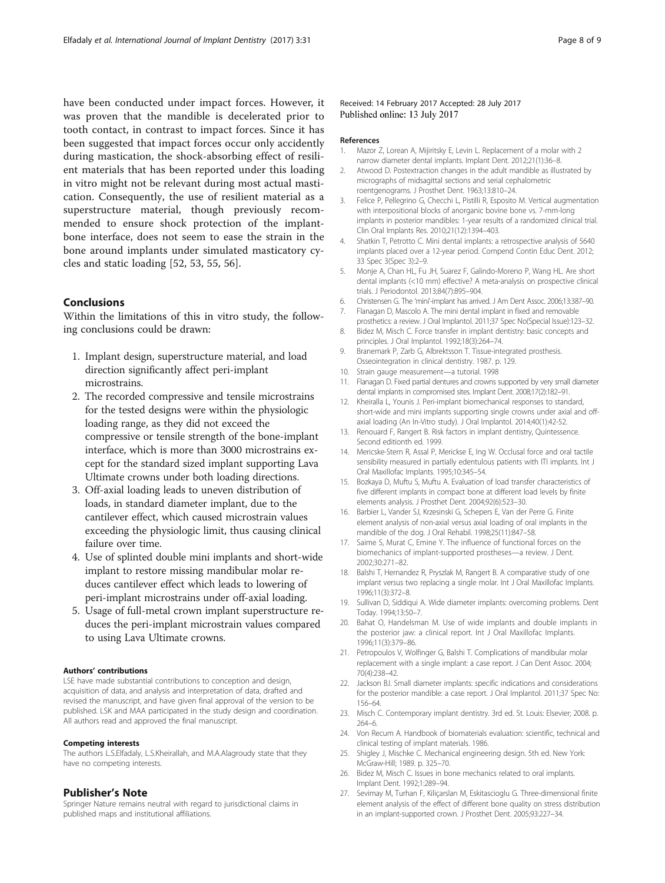have been conducted under impact forces. However, it was proven that the mandible is decelerated prior to tooth contact, in contrast to impact forces. Since it has been suggested that impact forces occur only accidently during mastication, the shock-absorbing effect of resilient materials that has been reported under this loading in vitro might not be relevant during most actual mastication. Consequently, the use of resilient material as a superstructure material, though previously recommended to ensure shock protection of the implant-bone interface, does not seem to ease the strain in the bone around implants under simulated masticatory cycles and static loading [52, 53, 55, 56].

## Conclusions

Within the limitations of this in vitro study, the following conclusions could be drawn:

1. Implant design, superstructure material, and load direction significantly affect peri-implant microstrains.
2. The recorded compressive and tensile microstrains for the tested designs were within the physiologic loading range, as they did not exceed the compressive or tensile strength of the bone-implant interface, which is more than 3000 microstrains except for the standard sized implant supporting Lava Ultimate crowns under both loading directions.
3. Off-axial loading leads to uneven distribution of loads, in standard diameter implant, due to the cantilever effect, which caused microstrain values exceeding the physiologic limit, thus causing clinical failure over time.
4. Use of splinted double mini implants and short-wide implant to restore missing mandibular molar reduces cantilever effect which leads to lowering of peri-implant microstrains under off-axial loading.
5. Usage of full-metal crown implant superstructure reduces the peri-implant microstrain values compared to using Lava Ultimate crowns.

#### Authors' contributions

LSE have made substantial contributions to conception and design, acquisition of data, and analysis and interpretation of data, drafted and revised the manuscript, and have given final approval of the version to be published. LSK and MAA participated in the study design and coordination. All authors read and approved the final manuscript.

#### Competing interests

The authors L.S.Elfadaly, L.S.Kheirallah, and M.A.Alagroudy state that they have no competing interests.

## Publisher's Note

Springer Nature remains neutral with regard to jurisdictional claims in published maps and institutional affiliations.

Received: 14 February 2017 Accepted: 28 July 2017
Published online: 13 July 2017

#### References

1. Mazor Z, Lorean A, Mijiritsky E, Levin L. Replacement of a molar with 2 narrow diameter dental implants. Implant Dent. 2012;21(1):36–8.
2. Atwood D. Postextraction changes in the adult mandible as illustrated by micrographs of midsagittal sections and serial cephalometric roentgenograms. J Prosthet Dent. 1963;13:810–24.
3. Felice P, Pellegrino G, Checchi L, Pistilli R, Esposito M. Vertical augmentation with interpositional blocks of anorganic bovine bone vs. 7-mm-long implants in posterior mandibles: 1-year results of a randomized clinical trial. Clin Oral Implants Res. 2010;21(12):1394–403.
4. Shatkin T, Petrotto C. Mini dental implants: a retrospective analysis of 5640 implants placed over a 12-year period. Compend Contin Educ Dent. 2012; 33 Spec 3(Spec 3):2–9.
5. Monje A, Chan HL, Fu JH, Suarez F, Galindo-Moreno P, Wang HL. Are short dental implants (<10 mm) effective? A meta-analysis on prospective clinical trials. J Periodontol. 2013;84(7):895–904.
6. Christensen G. The 'mini'-implant has arrived. J Am Dent Assoc. 2006;13:387–90.
7. Flanagan D, Mascolo A. The mini dental implant in fixed and removable prosthetics: a review. J Oral Implantol. 2011;37 Spec No(Special Issue):123–32.
8. Bidez M, Misch C. Force transfer in implant dentistry: basic concepts and principles. J Oral Implantol. 1992;18(3):264–74.
9. Branemark P, Zarb G, Albrektsson T. Tissue-integrated prosthesis. Osseointegration in clinical dentistry. 1987. p. 129.
10. Strain gauge measurement—a tutorial. 1998
11. Flanagan D. Fixed partial dentures and crowns supported by very small diameter dental implants in compromised sites. Implant Dent. 2008;17(2):182–91.
12. Kheiralla L, Younis J. Peri-implant biomechanical responses to standard, short-wide and mini implants supporting single crowns under axial and off-axial loading (An In-Vitro study). J Oral Implantol. 2014;40(1):42-52.
13. Renouard F, Rangert B. Risk factors in implant dentistry, Quintessence. Second editionth ed. 1999.
14. Mericske-Stern R, Assal P, Merickse E, Ing W. Occlusal force and oral tactile sensibility measured in partially edentulous patients with ITI implants. Int J Oral Maxillofac Implants. 1995;10:345–54.
15. Bozkaya D, Muftu S, Muftu A. Evaluation of load transfer characteristics of five different implants in compact bone at different load levels by finite elements analysis. J Prosthet Dent. 2004;92(6):523–30.
16. Barbier L, Vander SJ, Krzesinski G, Schepers E, Van der Perre G. Finite element analysis of non-axial versus axial loading of oral implants in the mandible of the dog. J Oral Rehabil. 1998;25(11):847–58.
17. Saime S, Murat C, Emine Y. The influence of functional forces on the biomechanics of implant-supported prostheses—a review. J Dent. 2002;30:271–82.
18. Balshi T, Hernandez R, Pryszlak M, Rangert B. A comparative study of one implant versus two replacing a single molar. Int J Oral Maxillofac Implants. 1996;11(3):372–8.
19. Sullivan D, Siddiqui A. Wide diameter implants: overcoming problems. Dent Today. 1994;13:50–7.
20. Bahat O, Handelsman M. Use of wide implants and double implants in the posterior jaw: a clinical report. Int J Oral Maxillofac Implants. 1996;11(3):379–86.
21. Petropoulos V, Wolfinger G, Balshi T. Complications of mandibular molar replacement with a single implant: a case report. J Can Dent Assoc. 2004; 70(4):238–42.
22. Jackson BJ. Small diameter implants: specific indications and considerations for the posterior mandible: a case report. J Oral Implantol. 2011;37 Spec No: 156–64.
23. Misch C. Contemporary implant dentistry. 3rd ed. St. Louis: Elsevier; 2008. p. 264–6.
24. Von Recum A. Handbook of biomaterials evaluation: scientific, technical and clinical testing of implant materials. 1986.
25. Shigley J, Mischke C. Mechanical engineering design. 5th ed. New York: McGraw-Hill; 1989. p. 325–70.
26. Bidez M, Misch C. Issues in bone mechanics related to oral implants. Implant Dent. 1992;1:289–94.
27. Sevimay M, Turhan F, Kiliçarslan M, Eskitascioglu G. Three-dimensional finite element analysis of the effect of different bone quality on stress distribution in an implant-supported crown. J Prosthet Dent. 2005;93:227–34.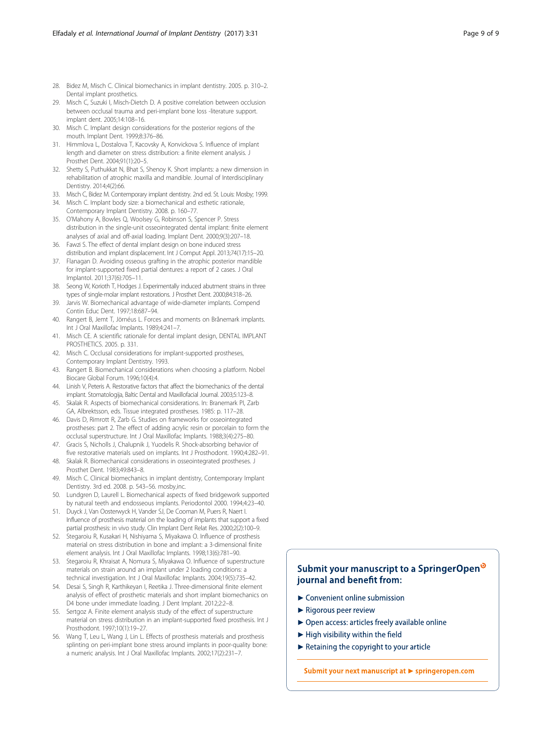28. Bidez M, Misch C. Clinical biomechanics in implant dentistry. 2005. p. 310–2. Dental implant prosthetics.
29. Misch C, Suzuki I, Misch-Dietch D. A positive correlation between occlusion between occlusal trauma and peri-implant bone loss -literature support. implant dent. 2005;14:108–16.
30. Misch C. Implant design considerations for the posterior regions of the mouth. Implant Dent. 1999;8:376–86.
31. Himmlova L, Dostalova T, Kacovsky A, Konvickova S. Influence of implant length and diameter on stress distribution: a finite element analysis. J Prosthet Dent. 2004;91(1):20–5.
32. Shetty S, Puthukkat N, Bhat S, Shenoy K. Short implants: a new dimension in rehabilitation of atrophic maxilla and mandible. Journal of Interdisciplinary Dentistry. 2014;4(2):66.
33. Misch C, Bidez M. Contemporary implant dentistry. 2nd ed. St. Louis: Mosby; 1999.
34. Misch C. Implant body size: a biomechanical and esthetic rationale, Contemporary Implant Dentistry. 2008. p. 160–77.
35. O'Mahony A, Bowles Q, Woolsey G, Robinson S, Spencer P. Stress distribution in the single-unit osseointegrated dental implant: finite element analyses of axial and off-axial loading. Implant Dent. 2000;9(3):207–18.
36. Fawzi S. The effect of dental implant design on bone induced stress distribution and implant displacement. Int J Comput Appl. 2013;74(17):15–20.
37. Flanagan D. Avoiding osseous grafting in the atrophic posterior mandible for implant-supported fixed partial dentures: a report of 2 cases. J Oral Implantol. 2011;37(6):705–11.
38. Seong W, Korioth T, Hodges J. Experimentally induced abutment strains in three types of single-molar implant restorations. J Prosthet Dent. 2000;84:318–26.
39. Jarvis W. Biomechanical advantage of wide-diameter implants. Compend Contin Educ Dent. 1997;18:687–94.
40. Rangert B, Jemt T, Jörnéus L. Forces and moments on Brånemark implants. Int J Oral Maxillofac Implants. 1989;4:241–7.
41. Misch CE. A scientific rationale for dental implant design, DENTAL IMPLANT PROSTHETICS. 2005. p. 331.
42. Misch C. Occlusal considerations for implant-supported prostheses, Contemporary Implant Dentistry. 1993.
43. Rangert B. Biomechanical considerations when choosing a platform. Nobel Biocare Global Forum. 1996;10(4):4.
44. Linish V, Peteris A. Restorative factors that affect the biomechanics of the dental implant. Stomatologija, Baltic Dental and Maxillofacial Journal. 2003;5:123–8.
45. Skalak R. Aspects of biomechanical considerations. In: Branemark PI, Zarb GA, Albrektsson, eds. Tissue integrated prostheses. 1985: p. 117–28.
46. Davis D, Rimrott R, Zarb G. Studies on frameworks for osseointegrated prostheses: part 2. The effect of adding acrylic resin or porcelain to form the occlusal superstructure. Int J Oral Maxillofac Implants. 1988;3(4):275–80.
47. Gracis S, Nicholls J, Chalupnik J, Yuodelis R. Shock-absorbing behavior of five restorative materials used on implants. Int J Prosthodont. 1990;4:282–91.
48. Skalak R. Biomechanical considerations in osseointegrated prostheses. J Prosthet Dent. 1983;49:843–8.
49. Misch C. Clinical biomechanics in implant dentistry, Contemporary Implant Dentistry. 3rd ed. 2008. p. 543–56. mosby,inc.
50. Lundgren D, Laurell L. Biomechanical aspects of fixed bridgework supported by natural teeth and endosseous implants. Periodontol 2000. 1994;4:23–40.
51. Duyck J, Van Oosterwyck H, Vander SJ, De Cooman M, Puers R, Naert I. Influence of prosthesis material on the loading of implants that support a fixed partial prosthesis: in vivo study. Clin Implant Dent Relat Res. 2000;2(2):100–9.
52. Stegaroiu R, Kusakari H, Nishiyama S, Miyakawa O. Influence of prosthesis material on stress distribution in bone and implant: a 3-dimensional finite element analysis. Int J Oral Maxillofac Implants. 1998;13(6):781–90.
53. Stegaroiu R, Khraisat A, Nomura S, Miyakawa O. Influence of superstructure materials on strain around an implant under 2 loading conditions: a technical investigation. Int J Oral Maxillofac Implants. 2004;19(5):735–42.
54. Desai S, Singh R, Karthikeyan I, Reetika J. Three-dimensional finite element analysis of effect of prosthetic materials and short implant biomechanics on D4 bone under immediate loading. J Dent Implant. 2012;2:2–8.
55. Sertgoz A. Finite element analysis study of the effect of superstructure material on stress distribution in an implant-supported fixed prosthesis. Int J Prosthodont. 1997;10(1):19–27.
56. Wang T, Leu L, Wang J, Lin L. Effects of prosthesis materials and prosthesis splinting on peri-implant bone stress around implants in poor-quality bone: a numeric analysis. Int J Oral Maxillofac Implants. 2002;17(2):231–7.

**Submit your manuscript to a SpringerOpen journal and benefit from:**

- ► Convenient online submission
- ► Rigorous peer review
- ► Open access: articles freely available online
- ► High visibility within the field
- ► Retaining the copyright to your article

**Submit your next manuscript at ► springeropen.com**